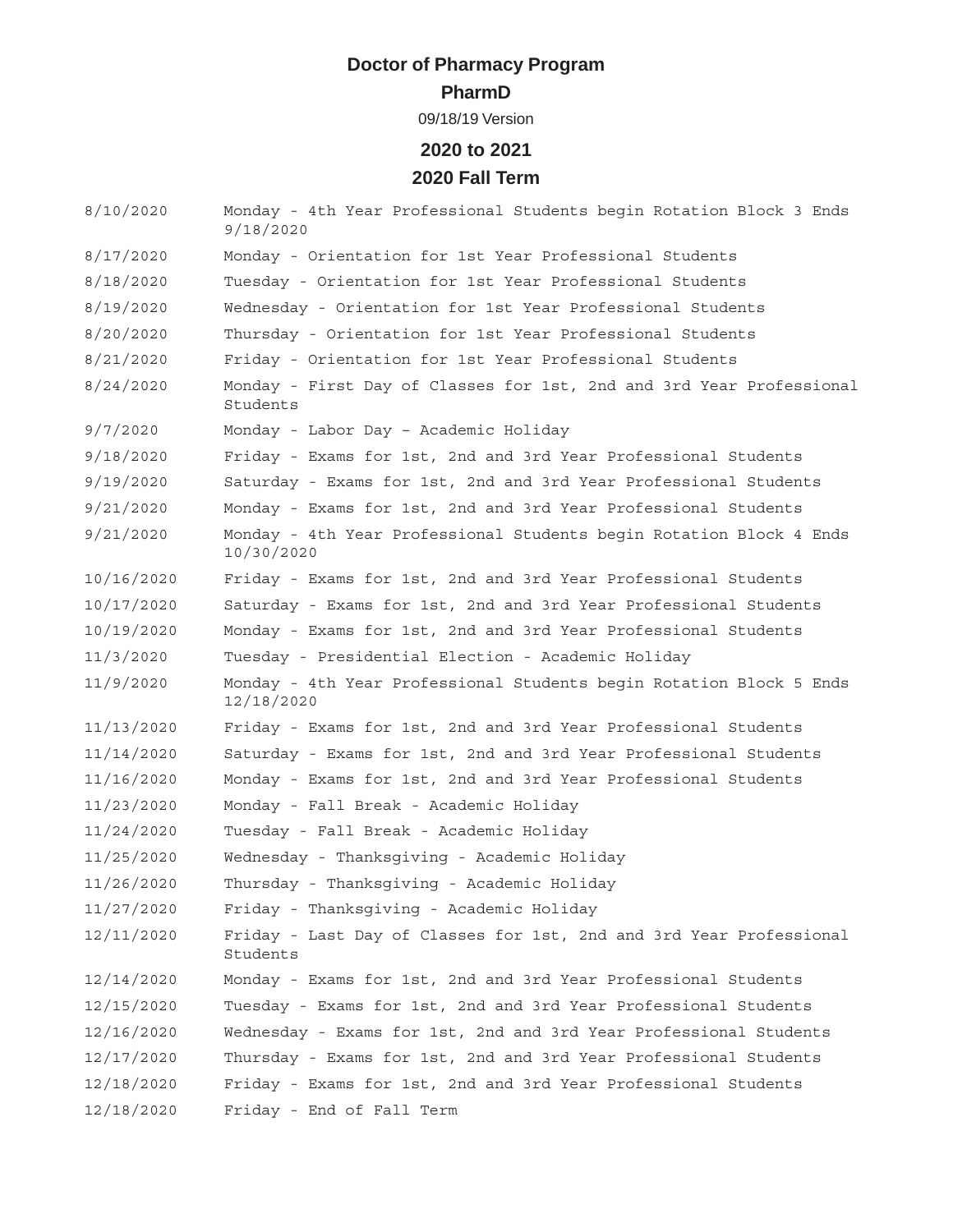# Doctor of Pharmacy Program

## PharmD

09/18/19 Version

## 2020 to 2021

## 2020 Fall Term

| | |
|---|---|
| 8/10/2020 | Monday - 4th Year Professional Students begin Rotation Block 3 Ends 9/18/2020 |
| 8/17/2020 | Monday - Orientation for 1st Year Professional Students |
| 8/18/2020 | Tuesday - Orientation for 1st Year Professional Students |
| 8/19/2020 | Wednesday - Orientation for 1st Year Professional Students |
| 8/20/2020 | Thursday - Orientation for 1st Year Professional Students |
| 8/21/2020 | Friday - Orientation for 1st Year Professional Students |
| 8/24/2020 | Monday - First Day of Classes for 1st, 2nd and 3rd Year Professional Students |
| 9/7/2020 | Monday - Labor Day – Academic Holiday |
| 9/18/2020 | Friday - Exams for 1st, 2nd and 3rd Year Professional Students |
| 9/19/2020 | Saturday - Exams for 1st, 2nd and 3rd Year Professional Students |
| 9/21/2020 | Monday - Exams for 1st, 2nd and 3rd Year Professional Students |
| 9/21/2020 | Monday - 4th Year Professional Students begin Rotation Block 4 Ends 10/30/2020 |
| 10/16/2020 | Friday - Exams for 1st, 2nd and 3rd Year Professional Students |
| 10/17/2020 | Saturday - Exams for 1st, 2nd and 3rd Year Professional Students |
| 10/19/2020 | Monday - Exams for 1st, 2nd and 3rd Year Professional Students |
| 11/3/2020 | Tuesday - Presidential Election - Academic Holiday |
| 11/9/2020 | Monday - 4th Year Professional Students begin Rotation Block 5 Ends 12/18/2020 |
| 11/13/2020 | Friday - Exams for 1st, 2nd and 3rd Year Professional Students |
| 11/14/2020 | Saturday - Exams for 1st, 2nd and 3rd Year Professional Students |
| 11/16/2020 | Monday - Exams for 1st, 2nd and 3rd Year Professional Students |
| 11/23/2020 | Monday - Fall Break - Academic Holiday |
| 11/24/2020 | Tuesday - Fall Break - Academic Holiday |
| 11/25/2020 | Wednesday - Thanksgiving - Academic Holiday |
| 11/26/2020 | Thursday - Thanksgiving - Academic Holiday |
| 11/27/2020 | Friday - Thanksgiving - Academic Holiday |
| 12/11/2020 | Friday - Last Day of Classes for 1st, 2nd and 3rd Year Professional Students |
| 12/14/2020 | Monday - Exams for 1st, 2nd and 3rd Year Professional Students |
| 12/15/2020 | Tuesday - Exams for 1st, 2nd and 3rd Year Professional Students |
| 12/16/2020 | Wednesday - Exams for 1st, 2nd and 3rd Year Professional Students |
| 12/17/2020 | Thursday - Exams for 1st, 2nd and 3rd Year Professional Students |
| 12/18/2020 | Friday - Exams for 1st, 2nd and 3rd Year Professional Students |
| 12/18/2020 | Friday - End of Fall Term |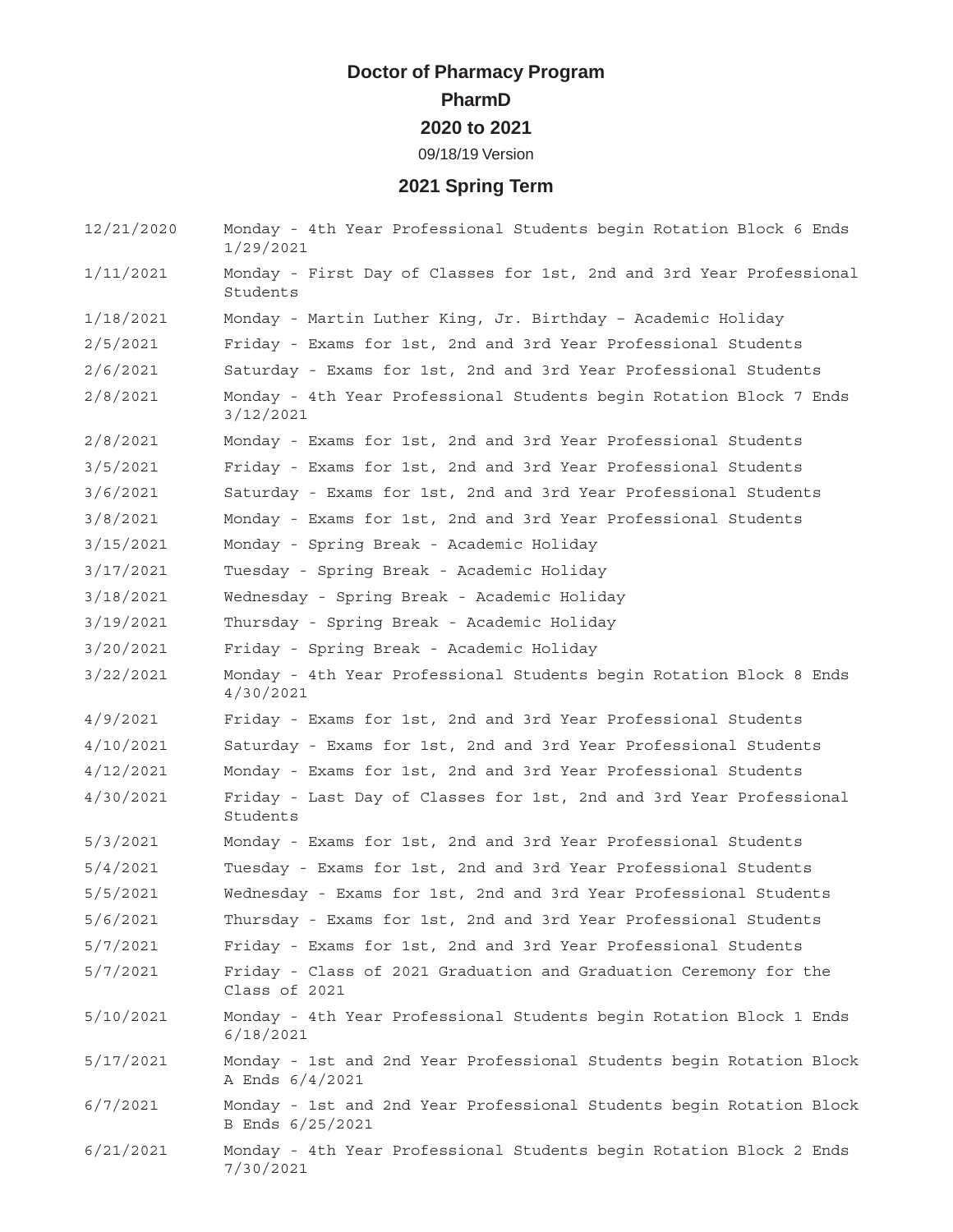# Doctor of Pharmacy Program

## PharmD

## 2020 to 2021

09/18/19 Version

## 2021 Spring Term

| Date | Event |
|---|---|
| 12/21/2020 | Monday - 4th Year Professional Students begin Rotation Block 6 Ends 1/29/2021 |
| 1/11/2021 | Monday - First Day of Classes for 1st, 2nd and 3rd Year Professional Students |
| 1/18/2021 | Monday - Martin Luther King, Jr. Birthday – Academic Holiday |
| 2/5/2021 | Friday - Exams for 1st, 2nd and 3rd Year Professional Students |
| 2/6/2021 | Saturday - Exams for 1st, 2nd and 3rd Year Professional Students |
| 2/8/2021 | Monday - 4th Year Professional Students begin Rotation Block 7 Ends 3/12/2021 |
| 2/8/2021 | Monday - Exams for 1st, 2nd and 3rd Year Professional Students |
| 3/5/2021 | Friday - Exams for 1st, 2nd and 3rd Year Professional Students |
| 3/6/2021 | Saturday - Exams for 1st, 2nd and 3rd Year Professional Students |
| 3/8/2021 | Monday - Exams for 1st, 2nd and 3rd Year Professional Students |
| 3/15/2021 | Monday - Spring Break - Academic Holiday |
| 3/17/2021 | Tuesday - Spring Break - Academic Holiday |
| 3/18/2021 | Wednesday - Spring Break - Academic Holiday |
| 3/19/2021 | Thursday - Spring Break - Academic Holiday |
| 3/20/2021 | Friday - Spring Break - Academic Holiday |
| 3/22/2021 | Monday - 4th Year Professional Students begin Rotation Block 8 Ends 4/30/2021 |
| 4/9/2021 | Friday - Exams for 1st, 2nd and 3rd Year Professional Students |
| 4/10/2021 | Saturday - Exams for 1st, 2nd and 3rd Year Professional Students |
| 4/12/2021 | Monday - Exams for 1st, 2nd and 3rd Year Professional Students |
| 4/30/2021 | Friday - Last Day of Classes for 1st, 2nd and 3rd Year Professional Students |
| 5/3/2021 | Monday - Exams for 1st, 2nd and 3rd Year Professional Students |
| 5/4/2021 | Tuesday - Exams for 1st, 2nd and 3rd Year Professional Students |
| 5/5/2021 | Wednesday - Exams for 1st, 2nd and 3rd Year Professional Students |
| 5/6/2021 | Thursday - Exams for 1st, 2nd and 3rd Year Professional Students |
| 5/7/2021 | Friday - Exams for 1st, 2nd and 3rd Year Professional Students |
| 5/7/2021 | Friday - Class of 2021 Graduation and Graduation Ceremony for the Class of 2021 |
| 5/10/2021 | Monday - 4th Year Professional Students begin Rotation Block 1 Ends 6/18/2021 |
| 5/17/2021 | Monday - 1st and 2nd Year Professional Students begin Rotation Block A Ends 6/4/2021 |
| 6/7/2021 | Monday - 1st and 2nd Year Professional Students begin Rotation Block B Ends 6/25/2021 |
| 6/21/2021 | Monday - 4th Year Professional Students begin Rotation Block 2 Ends 7/30/2021 |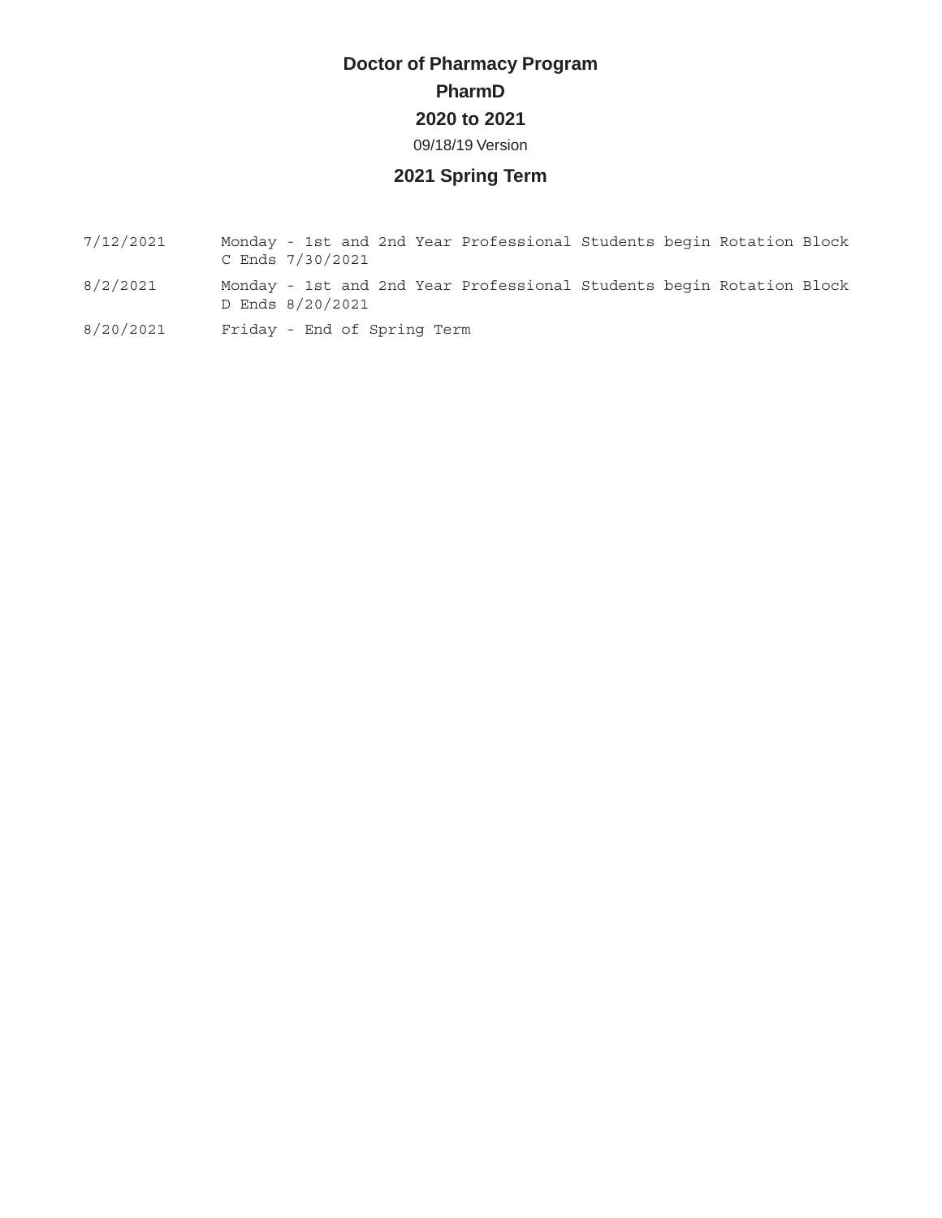# Doctor of Pharmacy Program

## PharmD

## 2020 to 2021

09/18/19 Version

## 2021 Spring Term

| | |
|---|---|
| 7/12/2021 | Monday - 1st and 2nd Year Professional Students begin Rotation Block C Ends 7/30/2021 |
| 8/2/2021 | Monday - 1st and 2nd Year Professional Students begin Rotation Block D Ends 8/20/2021 |
| 8/20/2021 | Friday - End of Spring Term |